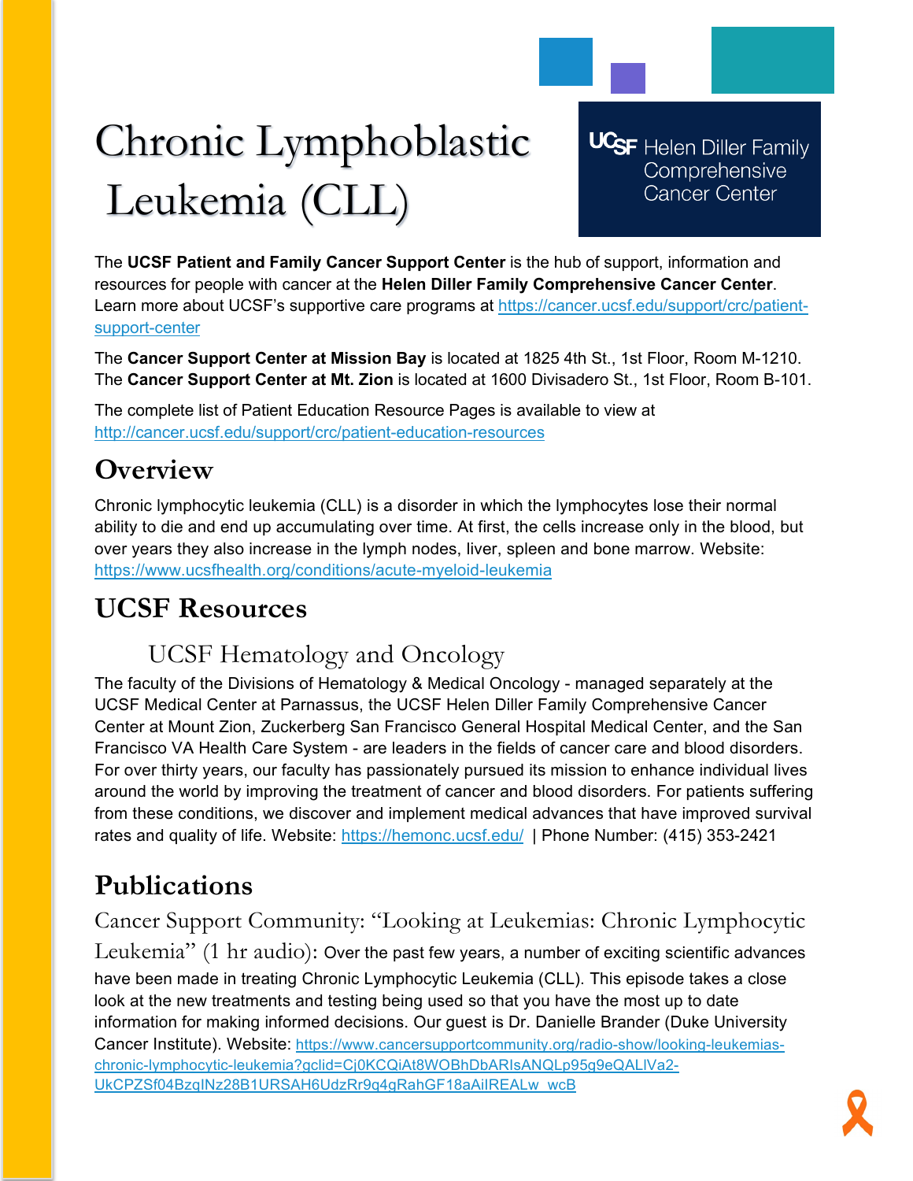# Chronic Lymphoblastic Leukemia (CLL)

UCSF Helen Diller Family Comprehensive Cancer Center

The **UCSF Patient and Family Cancer Support Center** is the hub of support, information and resources for people with cancer at the **Helen Diller Family Comprehensive Cancer Center**. Learn more about UCSF's supportive care programs at https://cancer.ucsf.edu/support/crc/patient-support-center

The **Cancer Support Center at Mission Bay** is located at 1825 4th St., 1st Floor, Room M-1210. The **Cancer Support Center at Mt. Zion** is located at 1600 Divisadero St., 1st Floor, Room B-101.

The complete list of Patient Education Resource Pages is available to view at http://cancer.ucsf.edu/support/crc/patient-education-resources

## Overview

Chronic lymphocytic leukemia (CLL) is a disorder in which the lymphocytes lose their normal ability to die and end up accumulating over time. At first, the cells increase only in the blood, but over years they also increase in the lymph nodes, liver, spleen and bone marrow. Website: https://www.ucsfhealth.org/conditions/acute-myeloid-leukemia

## UCSF Resources

### UCSF Hematology and Oncology

The faculty of the Divisions of Hematology & Medical Oncology - managed separately at the UCSF Medical Center at Parnassus, the UCSF Helen Diller Family Comprehensive Cancer Center at Mount Zion, Zuckerberg San Francisco General Hospital Medical Center, and the San Francisco VA Health Care System - are leaders in the fields of cancer care and blood disorders. For over thirty years, our faculty has passionately pursued its mission to enhance individual lives around the world by improving the treatment of cancer and blood disorders. For patients suffering from these conditions, we discover and implement medical advances that have improved survival rates and quality of life. Website: https://hemonc.ucsf.edu/ | Phone Number: (415) 353-2421

## Publications

Cancer Support Community: "Looking at Leukemias: Chronic Lymphocytic Leukemia" (1 hr audio): Over the past few years, a number of exciting scientific advances have been made in treating Chronic Lymphocytic Leukemia (CLL). This episode takes a close look at the new treatments and testing being used so that you have the most up to date information for making informed decisions. Our guest is Dr. Danielle Brander (Duke University Cancer Institute). Website: https://www.cancersupportcommunity.org/radio-show/looking-leukemias-chronic-lymphocytic-leukemia?gclid=Cj0KCQiAt8WOBhDbARIsANQLp95g9eQALlVa2-UkCPZSf04BzqINz28B1URSAH6UdzRr9q4gRahGF18aAilREALw_wcB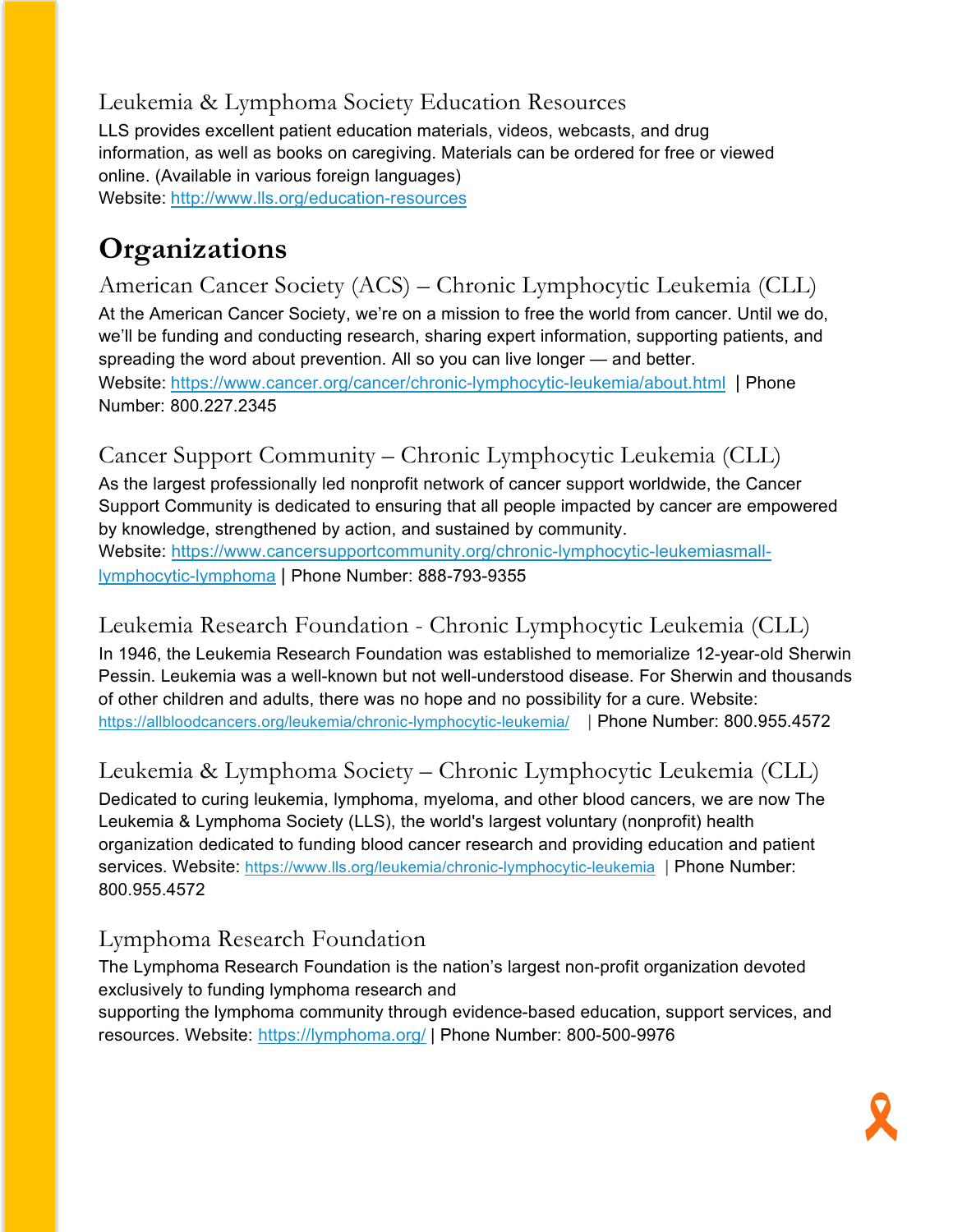### Leukemia & Lymphoma Society Education Resources

LLS provides excellent patient education materials, videos, webcasts, and drug information, as well as books on caregiving. Materials can be ordered for free or viewed online. (Available in various foreign languages)
Website: http://www.lls.org/education-resources

## Organizations

### American Cancer Society (ACS) – Chronic Lymphocytic Leukemia (CLL)

At the American Cancer Society, we're on a mission to free the world from cancer. Until we do, we'll be funding and conducting research, sharing expert information, supporting patients, and spreading the word about prevention. All so you can live longer — and better.
Website: https://www.cancer.org/cancer/chronic-lymphocytic-leukemia/about.html | Phone Number: 800.227.2345

### Cancer Support Community – Chronic Lymphocytic Leukemia (CLL)

As the largest professionally led nonprofit network of cancer support worldwide, the Cancer Support Community is dedicated to ensuring that all people impacted by cancer are empowered by knowledge, strengthened by action, and sustained by community.
Website: https://www.cancersupportcommunity.org/chronic-lymphocytic-leukemiasmall-lymphocytic-lymphoma | Phone Number: 888-793-9355

### Leukemia Research Foundation - Chronic Lymphocytic Leukemia (CLL)

In 1946, the Leukemia Research Foundation was established to memorialize 12-year-old Sherwin Pessin. Leukemia was a well-known but not well-understood disease. For Sherwin and thousands of other children and adults, there was no hope and no possibility for a cure. Website: https://allbloodcancers.org/leukemia/chronic-lymphocytic-leukemia/ | Phone Number: 800.955.4572

### Leukemia & Lymphoma Society – Chronic Lymphocytic Leukemia (CLL)

Dedicated to curing leukemia, lymphoma, myeloma, and other blood cancers, we are now The Leukemia & Lymphoma Society (LLS), the world's largest voluntary (nonprofit) health organization dedicated to funding blood cancer research and providing education and patient services. Website: https://www.lls.org/leukemia/chronic-lymphocytic-leukemia | Phone Number: 800.955.4572

### Lymphoma Research Foundation

The Lymphoma Research Foundation is the nation's largest non-profit organization devoted exclusively to funding lymphoma research and
supporting the lymphoma community through evidence-based education, support services, and resources. Website: https://lymphoma.org/ | Phone Number: 800-500-9976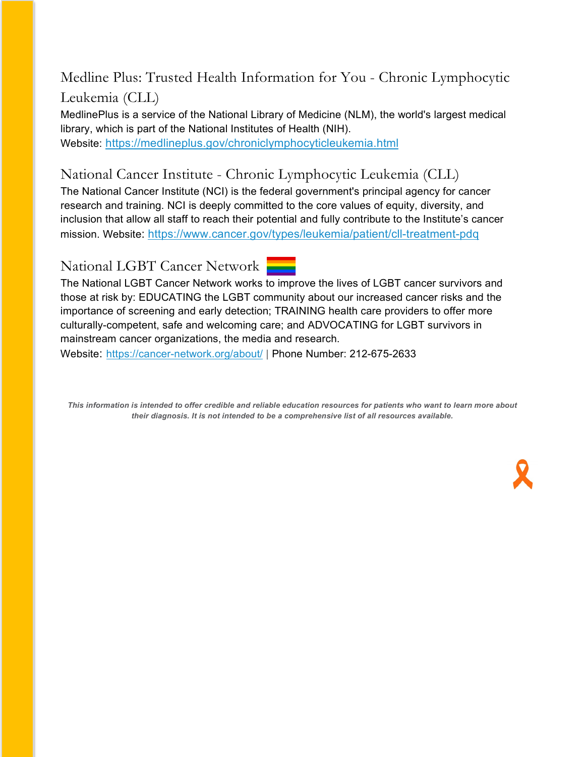## Medline Plus: Trusted Health Information for You - Chronic Lymphocytic Leukemia (CLL)

MedlinePlus is a service of the National Library of Medicine (NLM), the world's largest medical library, which is part of the National Institutes of Health (NIH).
Website: https://medlineplus.gov/chroniclymphocyticleukemia.html

## National Cancer Institute - Chronic Lymphocytic Leukemia (CLL)

The National Cancer Institute (NCI) is the federal government's principal agency for cancer research and training. NCI is deeply committed to the core values of equity, diversity, and inclusion that allow all staff to reach their potential and fully contribute to the Institute's cancer mission. Website: https://www.cancer.gov/types/leukemia/patient/cll-treatment-pdq

## National LGBT Cancer Network

The National LGBT Cancer Network works to improve the lives of LGBT cancer survivors and those at risk by: EDUCATING the LGBT community about our increased cancer risks and the importance of screening and early detection; TRAINING health care providers to offer more culturally-competent, safe and welcoming care; and ADVOCATING for LGBT survivors in mainstream cancer organizations, the media and research.
Website: https://cancer-network.org/about/ | Phone Number: 212-675-2633

***This information is intended to offer credible and reliable education resources for patients who want to learn more about their diagnosis. It is not intended to be a comprehensive list of all resources available.***